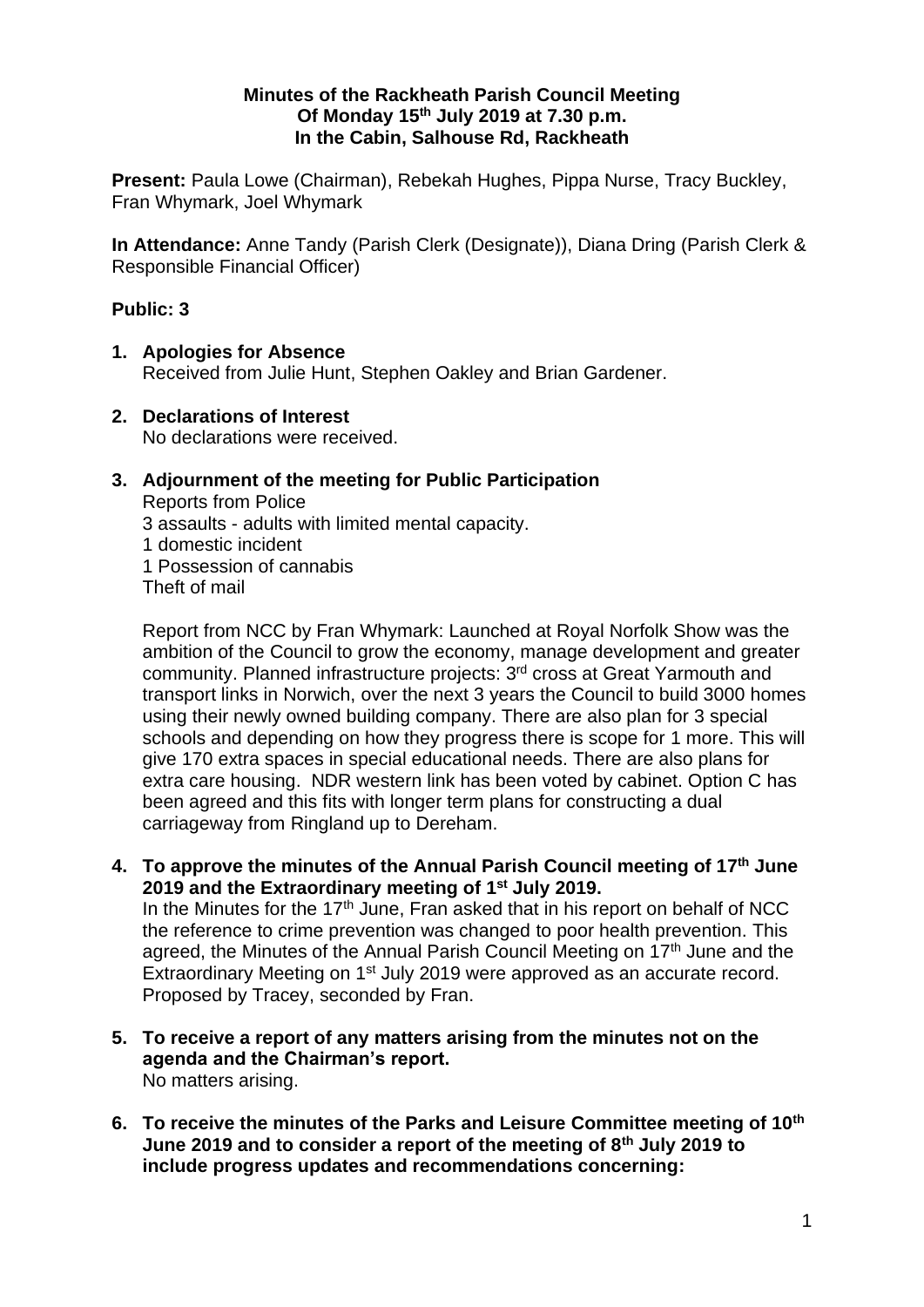**Minutes of the Rackheath Parish Council Meeting**
**Of Monday 15th July 2019 at 7.30 p.m.**
**In the Cabin, Salhouse Rd, Rackheath**

**Present:** Paula Lowe (Chairman), Rebekah Hughes, Pippa Nurse, Tracy Buckley, Fran Whymark, Joel Whymark

**In Attendance:** Anne Tandy (Parish Clerk (Designate)), Diana Dring (Parish Clerk & Responsible Financial Officer)

**Public: 3**

1. **Apologies for Absence**
   Received from Julie Hunt, Stephen Oakley and Brian Gardener.

2. **Declarations of Interest**
   No declarations were received.

3. **Adjournment of the meeting for Public Participation**
   Reports from Police
   3 assaults - adults with limited mental capacity.
   1 domestic incident
   1 Possession of cannabis
   Theft of mail

   Report from NCC by Fran Whymark: Launched at Royal Norfolk Show was the ambition of the Council to grow the economy, manage development and greater community. Planned infrastructure projects: 3rd cross at Great Yarmouth and transport links in Norwich, over the next 3 years the Council to build 3000 homes using their newly owned building company. There are also plan for 3 special schools and depending on how they progress there is scope for 1 more. This will give 170 extra spaces in special educational needs. There are also plans for extra care housing. NDR western link has been voted by cabinet. Option C has been agreed and this fits with longer term plans for constructing a dual carriageway from Ringland up to Dereham.

4. **To approve the minutes of the Annual Parish Council meeting of 17th June 2019 and the Extraordinary meeting of 1st July 2019.**
   In the Minutes for the 17th June, Fran asked that in his report on behalf of NCC the reference to crime prevention was changed to poor health prevention. This agreed, the Minutes of the Annual Parish Council Meeting on 17th June and the Extraordinary Meeting on 1st July 2019 were approved as an accurate record. Proposed by Tracey, seconded by Fran.

5. **To receive a report of any matters arising from the minutes not on the agenda and the Chairman's report.**
   No matters arising.

6. **To receive the minutes of the Parks and Leisure Committee meeting of 10th June 2019 and to consider a report of the meeting of 8th July 2019 to include progress updates and recommendations concerning:**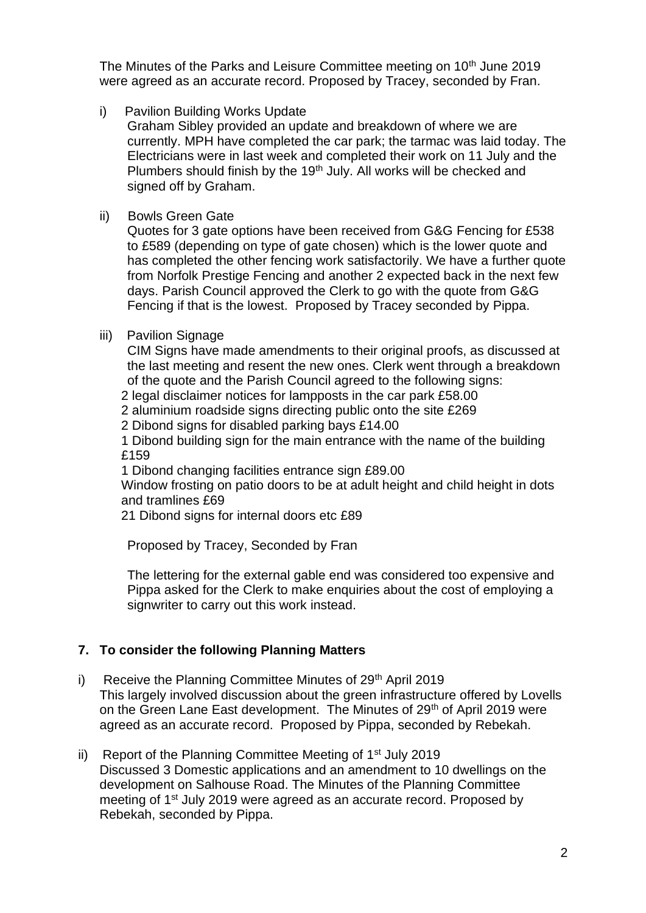The Minutes of the Parks and Leisure Committee meeting on 10th June 2019 were agreed as an accurate record. Proposed by Tracey, seconded by Fran.

i) Pavilion Building Works Update
Graham Sibley provided an update and breakdown of where we are currently. MPH have completed the car park; the tarmac was laid today. The Electricians were in last week and completed their work on 11 July and the Plumbers should finish by the 19th July. All works will be checked and signed off by Graham.

ii) Bowls Green Gate
Quotes for 3 gate options have been received from G&G Fencing for £538 to £589 (depending on type of gate chosen) which is the lower quote and has completed the other fencing work satisfactorily. We have a further quote from Norfolk Prestige Fencing and another 2 expected back in the next few days. Parish Council approved the Clerk to go with the quote from G&G Fencing if that is the lowest. Proposed by Tracey seconded by Pippa.

iii) Pavilion Signage
CIM Signs have made amendments to their original proofs, as discussed at the last meeting and resent the new ones. Clerk went through a breakdown of the quote and the Parish Council agreed to the following signs:
2 legal disclaimer notices for lampposts in the car park £58.00
2 aluminium roadside signs directing public onto the site £269
2 Dibond signs for disabled parking bays £14.00
1 Dibond building sign for the main entrance with the name of the building £159
1 Dibond changing facilities entrance sign £89.00
Window frosting on patio doors to be at adult height and child height in dots and tramlines £69
21 Dibond signs for internal doors etc £89

Proposed by Tracey, Seconded by Fran

The lettering for the external gable end was considered too expensive and Pippa asked for the Clerk to make enquiries about the cost of employing a signwriter to carry out this work instead.

**7. To consider the following Planning Matters**

i) Receive the Planning Committee Minutes of 29th April 2019
This largely involved discussion about the green infrastructure offered by Lovells on the Green Lane East development. The Minutes of 29th of April 2019 were agreed as an accurate record. Proposed by Pippa, seconded by Rebekah.

ii) Report of the Planning Committee Meeting of 1st July 2019
Discussed 3 Domestic applications and an amendment to 10 dwellings on the development on Salhouse Road. The Minutes of the Planning Committee meeting of 1st July 2019 were agreed as an accurate record. Proposed by Rebekah, seconded by Pippa.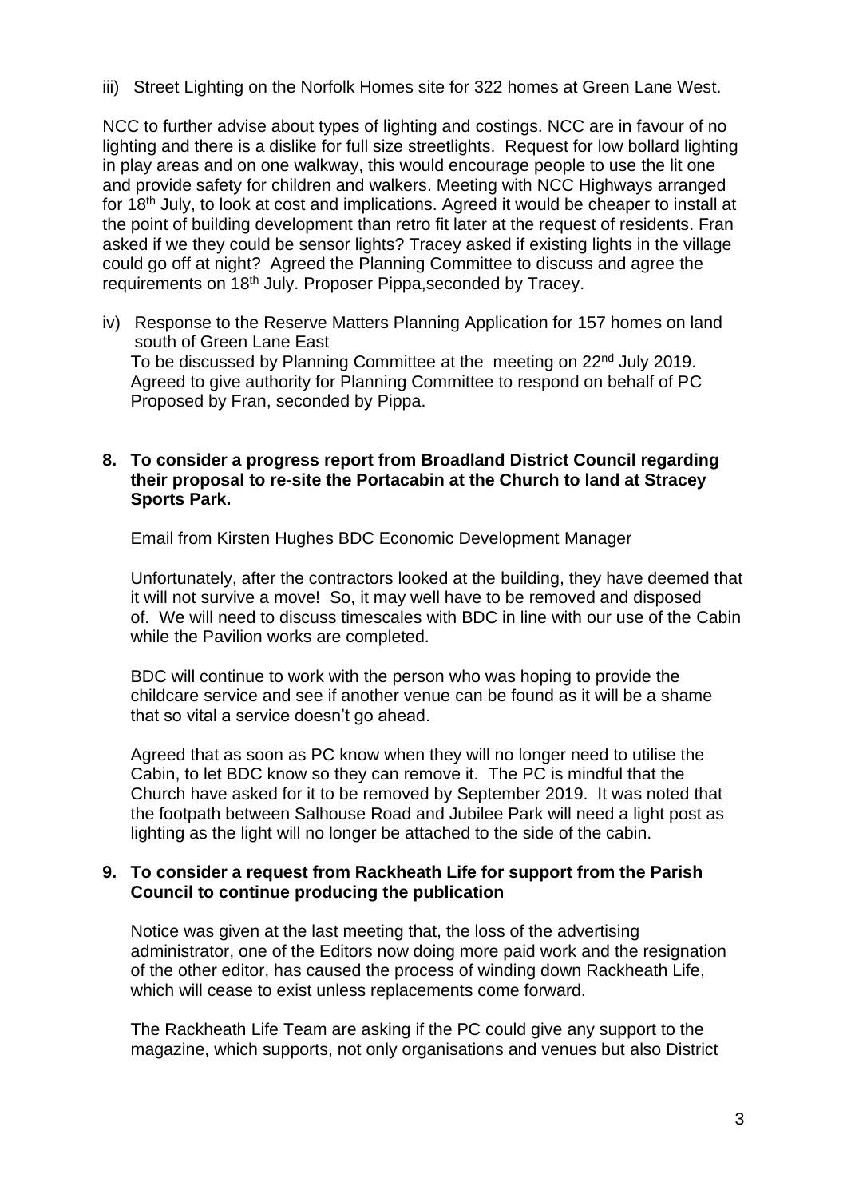iii) Street Lighting on the Norfolk Homes site for 322 homes at Green Lane West.

NCC to further advise about types of lighting and costings. NCC are in favour of no lighting and there is a dislike for full size streetlights. Request for low bollard lighting in play areas and on one walkway, this would encourage people to use the lit one and provide safety for children and walkers. Meeting with NCC Highways arranged for 18th July, to look at cost and implications. Agreed it would be cheaper to install at the point of building development than retro fit later at the request of residents. Fran asked if we they could be sensor lights? Tracey asked if existing lights in the village could go off at night? Agreed the Planning Committee to discuss and agree the requirements on 18th July. Proposer Pippa,seconded by Tracey.

iv) Response to the Reserve Matters Planning Application for 157 homes on land south of Green Lane East
To be discussed by Planning Committee at the meeting on 22nd July 2019. Agreed to give authority for Planning Committee to respond on behalf of PC Proposed by Fran, seconded by Pippa.

**8. To consider a progress report from Broadland District Council regarding their proposal to re-site the Portacabin at the Church to land at Stracey Sports Park.**

Email from Kirsten Hughes BDC Economic Development Manager

Unfortunately, after the contractors looked at the building, they have deemed that it will not survive a move! So, it may well have to be removed and disposed of. We will need to discuss timescales with BDC in line with our use of the Cabin while the Pavilion works are completed.

BDC will continue to work with the person who was hoping to provide the childcare service and see if another venue can be found as it will be a shame that so vital a service doesn't go ahead.

Agreed that as soon as PC know when they will no longer need to utilise the Cabin, to let BDC know so they can remove it. The PC is mindful that the Church have asked for it to be removed by September 2019. It was noted that the footpath between Salhouse Road and Jubilee Park will need a light post as lighting as the light will no longer be attached to the side of the cabin.

**9. To consider a request from Rackheath Life for support from the Parish Council to continue producing the publication**

Notice was given at the last meeting that, the loss of the advertising administrator, one of the Editors now doing more paid work and the resignation of the other editor, has caused the process of winding down Rackheath Life, which will cease to exist unless replacements come forward.

The Rackheath Life Team are asking if the PC could give any support to the magazine, which supports, not only organisations and venues but also District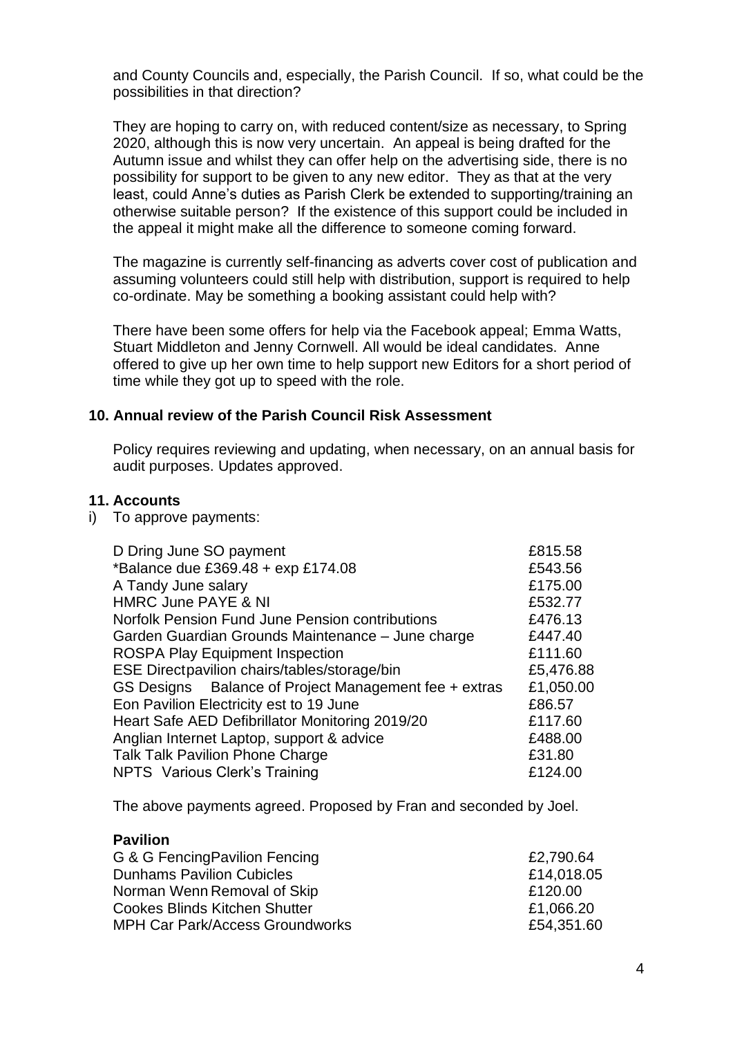and County Councils and, especially, the Parish Council. If so, what could be the possibilities in that direction?

They are hoping to carry on, with reduced content/size as necessary, to Spring 2020, although this is now very uncertain. An appeal is being drafted for the Autumn issue and whilst they can offer help on the advertising side, there is no possibility for support to be given to any new editor. They as that at the very least, could Anne's duties as Parish Clerk be extended to supporting/training an otherwise suitable person? If the existence of this support could be included in the appeal it might make all the difference to someone coming forward.

The magazine is currently self-financing as adverts cover cost of publication and assuming volunteers could still help with distribution, support is required to help co-ordinate. May be something a booking assistant could help with?

There have been some offers for help via the Facebook appeal; Emma Watts, Stuart Middleton and Jenny Cornwell. All would be ideal candidates. Anne offered to give up her own time to help support new Editors for a short period of time while they got up to speed with the role.

**10. Annual review of the Parish Council Risk Assessment**

Policy requires reviewing and updating, when necessary, on an annual basis for audit purposes. Updates approved.

**11. Accounts**

i) To approve payments:

| | |
|---|---|
| D Dring June SO payment | £815.58 |
| *Balance due £369.48 + exp £174.08 | £543.56 |
| A Tandy June salary | £175.00 |
| HMRC June PAYE & NI | £532.77 |
| Norfolk Pension Fund June Pension contributions | £476.13 |
| Garden Guardian Grounds Maintenance – June charge | £447.40 |
| ROSPA Play Equipment Inspection | £111.60 |
| ESE Directpavilion chairs/tables/storage/bin | £5,476.88 |
| GS Designs Balance of Project Management fee + extras | £1,050.00 |
| Eon Pavilion Electricity est to 19 June | £86.57 |
| Heart Safe AED Defibrillator Monitoring 2019/20 | £117.60 |
| Anglian Internet Laptop, support & advice | £488.00 |
| Talk Talk Pavilion Phone Charge | £31.80 |
| NPTS Various Clerk's Training | £124.00 |

The above payments agreed. Proposed by Fran and seconded by Joel.

**Pavilion**

| | |
|---|---|
| G & G FencingPavilion Fencing | £2,790.64 |
| Dunhams Pavilion Cubicles | £14,018.05 |
| Norman Wenn Removal of Skip | £120.00 |
| Cookes Blinds Kitchen Shutter | £1,066.20 |
| MPH Car Park/Access Groundworks | £54,351.60 |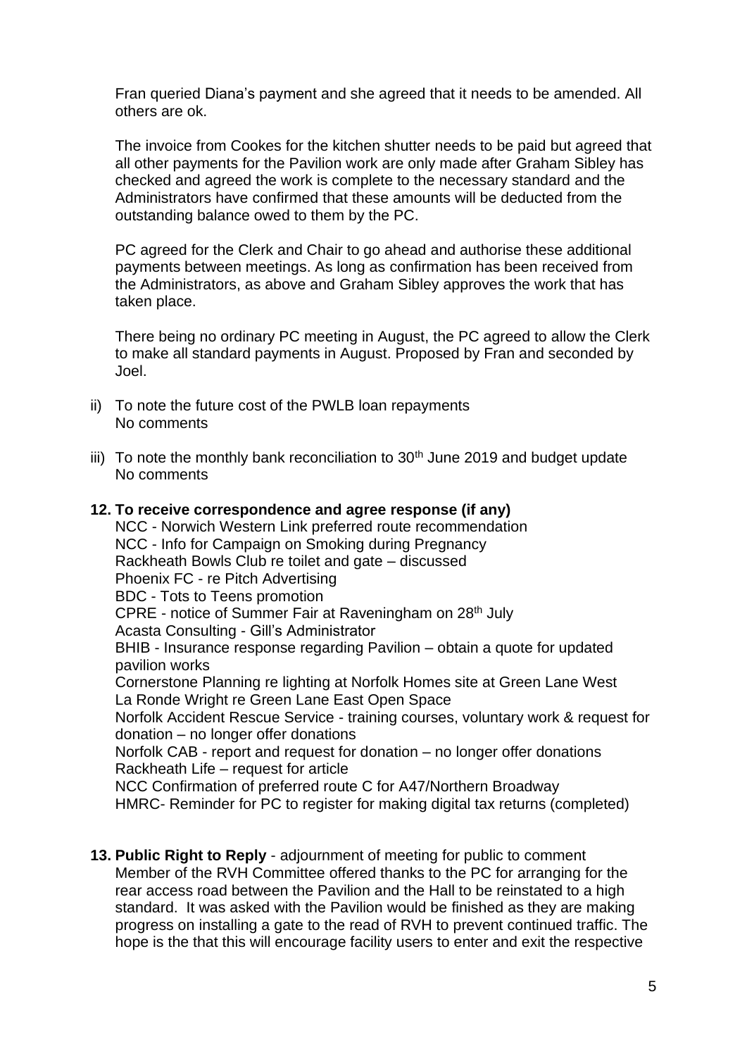Fran queried Diana's payment and she agreed that it needs to be amended. All others are ok.

The invoice from Cookes for the kitchen shutter needs to be paid but agreed that all other payments for the Pavilion work are only made after Graham Sibley has checked and agreed the work is complete to the necessary standard and the Administrators have confirmed that these amounts will be deducted from the outstanding balance owed to them by the PC.

PC agreed for the Clerk and Chair to go ahead and authorise these additional payments between meetings. As long as confirmation has been received from the Administrators, as above and Graham Sibley approves the work that has taken place.

There being no ordinary PC meeting in August, the PC agreed to allow the Clerk to make all standard payments in August. Proposed by Fran and seconded by Joel.

ii) To note the future cost of the PWLB loan repayments
No comments

iii) To note the monthly bank reconciliation to 30th June 2019 and budget update
No comments

**12. To receive correspondence and agree response (if any)**

NCC - Norwich Western Link preferred route recommendation
NCC - Info for Campaign on Smoking during Pregnancy
Rackheath Bowls Club re toilet and gate – discussed
Phoenix FC - re Pitch Advertising
BDC - Tots to Teens promotion
CPRE - notice of Summer Fair at Raveningham on 28th July
Acasta Consulting - Gill's Administrator
BHIB - Insurance response regarding Pavilion – obtain a quote for updated pavilion works
Cornerstone Planning re lighting at Norfolk Homes site at Green Lane West
La Ronde Wright re Green Lane East Open Space
Norfolk Accident Rescue Service - training courses, voluntary work & request for donation – no longer offer donations
Norfolk CAB - report and request for donation – no longer offer donations
Rackheath Life – request for article
NCC Confirmation of preferred route C for A47/Northern Broadway
HMRC- Reminder for PC to register for making digital tax returns (completed)

**13. Public Right to Reply** - adjournment of meeting for public to comment
Member of the RVH Committee offered thanks to the PC for arranging for the rear access road between the Pavilion and the Hall to be reinstated to a high standard. It was asked with the Pavilion would be finished as they are making progress on installing a gate to the read of RVH to prevent continued traffic. The hope is the that this will encourage facility users to enter and exit the respective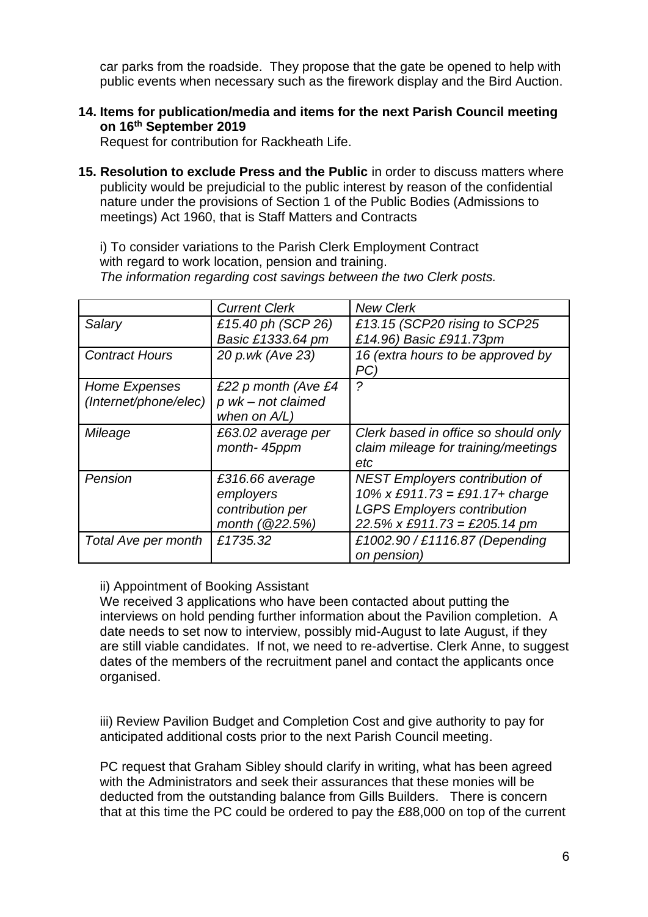car parks from the roadside. They propose that the gate be opened to help with public events when necessary such as the firework display and the Bird Auction.

**14. Items for publication/media and items for the next Parish Council meeting on 16th September 2019**

Request for contribution for Rackheath Life.

**15. Resolution to exclude Press and the Public** in order to discuss matters where publicity would be prejudicial to the public interest by reason of the confidential nature under the provisions of Section 1 of the Public Bodies (Admissions to meetings) Act 1960, that is Staff Matters and Contracts

i) To consider variations to the Parish Clerk Employment Contract with regard to work location, pension and training.
*The information regarding cost savings between the two Clerk posts.*

| | *Current Clerk* | *New Clerk* |
|---|---|---|
| *Salary* | *£15.40 ph (SCP 26) Basic £1333.64 pm* | *£13.15 (SCP20 rising to SCP25 £14.96) Basic £911.73pm* |
| *Contract Hours* | *20 p.wk (Ave 23)* | *16 (extra hours to be approved by PC)* |
| *Home Expenses (Internet/phone/elec)* | *£22 p month (Ave £4 p wk – not claimed when on A/L)* | *?* |
| *Mileage* | *£63.02 average per month- 45ppm* | *Clerk based in office so should only claim mileage for training/meetings etc* |
| *Pension* | *£316.66 average employers contribution per month (@22.5%)* | *NEST Employers contribution of 10% x £911.73 = £91.17+ charge LGPS Employers contribution 22.5% x £911.73 = £205.14 pm* |
| *Total Ave per month* | *£1735.32* | *£1002.90 / £1116.87 (Depending on pension)* |

ii) Appointment of Booking Assistant
We received 3 applications who have been contacted about putting the interviews on hold pending further information about the Pavilion completion. A date needs to set now to interview, possibly mid-August to late August, if they are still viable candidates. If not, we need to re-advertise. Clerk Anne, to suggest dates of the members of the recruitment panel and contact the applicants once organised.

iii) Review Pavilion Budget and Completion Cost and give authority to pay for anticipated additional costs prior to the next Parish Council meeting.

PC request that Graham Sibley should clarify in writing, what has been agreed with the Administrators and seek their assurances that these monies will be deducted from the outstanding balance from Gills Builders. There is concern that at this time the PC could be ordered to pay the £88,000 on top of the current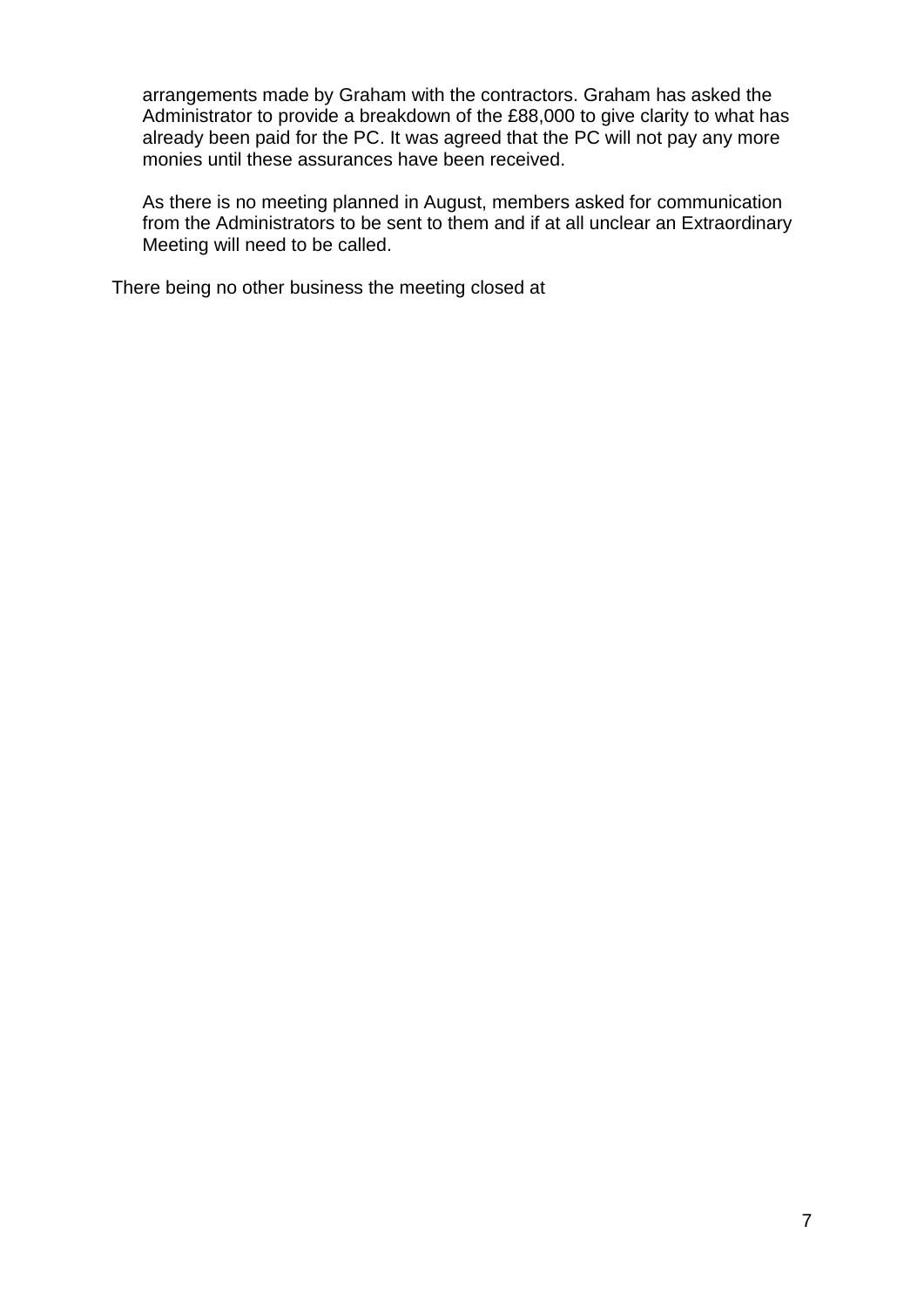arrangements made by Graham with the contractors. Graham has asked the Administrator to provide a breakdown of the £88,000 to give clarity to what has already been paid for the PC. It was agreed that the PC will not pay any more monies until these assurances have been received.

As there is no meeting planned in August, members asked for communication from the Administrators to be sent to them and if at all unclear an Extraordinary Meeting will need to be called.

There being no other business the meeting closed at